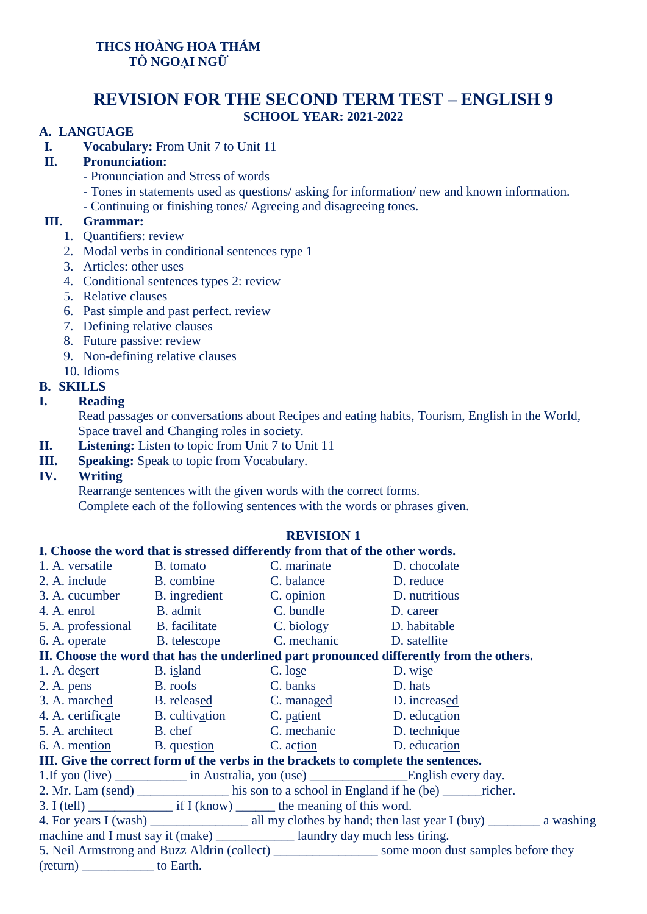**THCS HOÀNG HOA THÁM**
**TỔ NGOẠI NGỮ**

# REVISION FOR THE SECOND TERM TEST – ENGLISH 9

**SCHOOL YEAR: 2021-2022**

## A. LANGUAGE

**I. Vocabulary:** From Unit 7 to Unit 11

**II. Pronunciation:**

- Pronunciation and Stress of words
- Tones in statements used as questions/ asking for information/ new and known information.
- Continuing or finishing tones/ Agreeing and disagreeing tones.

**III. Grammar:**

1. Quantifiers: review
2. Modal verbs in conditional sentences type 1
3. Articles: other uses
4. Conditional sentences types 2: review
5. Relative clauses
6. Past simple and past perfect. review
7. Defining relative clauses
8. Future passive: review
9. Non-defining relative clauses
10. Idioms

## B. SKILLS

**I. Reading**

Read passages or conversations about Recipes and eating habits, Tourism, English in the World, Space travel and Changing roles in society.

**II. Listening:** Listen to topic from Unit 7 to Unit 11

**III. Speaking:** Speak to topic from Vocabulary.

**IV. Writing**

Rearrange sentences with the given words with the correct forms.
Complete each of the following sentences with the words or phrases given.

## REVISION 1

**I. Choose the word that is stressed differently from that of the other words.**

1. A. versatile B. tomato C. marinate D. chocolate
2. A. include B. combine C. balance D. reduce
3. A. cucumber B. ingredient C. opinion D. nutritious
4. A. enrol B. admit C. bundle D. career
5. A. professional B. facilitate C. biology D. habitable
6. A. operate B. telescope C. mechanic D. satellite

**II. Choose the word that has the underlined part pronounced differently from the others.**

1. A. de<u>s</u>ert B. i<u>s</u>land C. lo<u>s</u>e D. wi<u>s</u>e
2. A. pen<u>s</u> B. roof<u>s</u> C. bank<u>s</u> D. hat<u>s</u>
3. A. march<u>ed</u> B. releas<u>ed</u> C. manag<u>ed</u> D. increas<u>ed</u>
4. A. certific<u>a</u>te B. cultiv<u>a</u>tion C. p<u>a</u>tient D. educ<u>a</u>tion
5. A. ar<u>ch</u>itect B. <u>ch</u>ef C. me<u>ch</u>anic D. te<u>ch</u>nique
6. A. men<u>tion</u> B. ques<u>tion</u> C. ac<u>tion</u> D. educa<u>tion</u>

**III. Give the correct form of the verbs in the brackets to complete the sentences.**

1. If you (live) ___________ in Australia, you (use) _______________English every day.
2. Mr. Lam (send) ______________ his son to a school in England if he (be) ______richer.
3. I (tell) _____________ if I (know) ______ the meaning of this word.
4. For years I (wash) _______________ all my clothes by hand; then last year I (buy) ________ a washing machine and I must say it (make) ____________ laundry day much less tiring.
5. Neil Armstrong and Buzz Aldrin (collect) ________________ some moon dust samples before they (return) ___________ to Earth.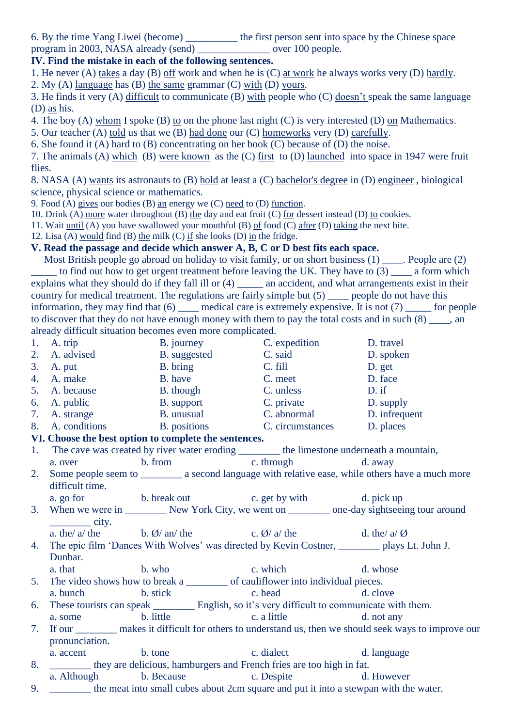6. By the time Yang Liwei (become) __________ the first person sent into space by the Chinese space program in 2003, NASA already (send) ______________ over 100 people.

**IV. Find the mistake in each of the following sentences.**

1. He never (A) takes a day (B) off work and when he is (C) at work he always works very (D) hardly.
2. My (A) language has (B) the same grammar (C) with (D) yours.
3. He finds it very (A) difficult to communicate (B) with people who (C) doesn't speak the same language (D) as his.
4. The boy (A) whom I spoke (B) to on the phone last night (C) is very interested (D) on Mathematics.
5. Our teacher (A) told us that we (B) had done our (C) homeworks very (D) carefully.
6. She found it (A) hard to (B) concentrating on her book (C) because of (D) the noise.
7. The animals (A) which (B) were known as the (C) first to (D) launched into space in 1947 were fruit flies.
8. NASA (A) wants its astronauts to (B) hold at least a (C) bachelor's degree in (D) engineer , biological science, physical science or mathematics.
9. Food (A) gives our bodies (B) an energy we (C) need to (D) function.
10. Drink (A) more water throughout (B) the day and eat fruit (C) for dessert instead (D) to cookies.
11. Wait until (A) you have swallowed your mouthful (B) of food (C) after (D) taking the next bite.
12. Lisa (A) would find (B) the milk (C) if she looks (D) in the fridge.

**V. Read the passage and decide which answer A, B, C or D best fits each space.**

Most British people go abroad on holiday to visit family, or on short business (1) ____. People are (2) _____ to find out how to get urgent treatment before leaving the UK. They have to (3) ____ a form which explains what they should do if they fall ill or (4) _____ an accident, and what arrangements exist in their country for medical treatment. The regulations are fairly simple but (5) ____ people do not have this information, they may find that (6) ____ medical care is extremely expensive. It is not (7) _____ for people to discover that they do not have enough money with them to pay the total costs and in such (8) ____, an already difficult situation becomes even more complicated.

| | A | B | C | D |
|---|---|---|---|---|
| 1. | A. trip | B. journey | C. expedition | D. travel |
| 2. | A. advised | B. suggested | C. said | D. spoken |
| 3. | A. put | B. bring | C. fill | D. get |
| 4. | A. make | B. have | C. meet | D. face |
| 5. | A. because | B. though | C. unless | D. if |
| 6. | A. public | B. support | C. private | D. supply |
| 7. | A. strange | B. unusual | C. abnormal | D. infrequent |
| 8. | A. conditions | B. positions | C. circumstances | D. places |

**VI. Choose the best option to complete the sentences.**

1. The cave was created by river water eroding ________ the limestone underneath a mountain,
   a. over　　b. from　　c. through　　d. away
2. Some people seem to ________ a second language with relative ease, while others have a much more difficult time.
   a. go for　　b. break out　　c. get by with　　d. pick up
3. When we were in ________ New York City, we went on ________ one-day sightseeing tour around ________ city.
   a. the/ a/ the　　b. Ø/ an/ the　　c. Ø/ a/ the　　d. the/ a/ Ø
4. The epic film 'Dances With Wolves' was directed by Kevin Costner, ________ plays Lt. John J. Dunbar.
   a. that　　b. who　　c. which　　d. whose
5. The video shows how to break a ________ of cauliflower into individual pieces.
   a. bunch　　b. stick　　c. head　　d. clove
6. These tourists can speak ________ English, so it's very difficult to communicate with them.
   a. some　　b. little　　c. a little　　d. not any
7. If our ________ makes it difficult for others to understand us, then we should seek ways to improve our pronunciation.
   a. accent　　b. tone　　c. dialect　　d. language
8. ________ they are delicious, hamburgers and French fries are too high in fat.
   a. Although　　b. Because　　c. Despite　　d. However
9. ________ the meat into small cubes about 2cm square and put it into a stewpan with the water.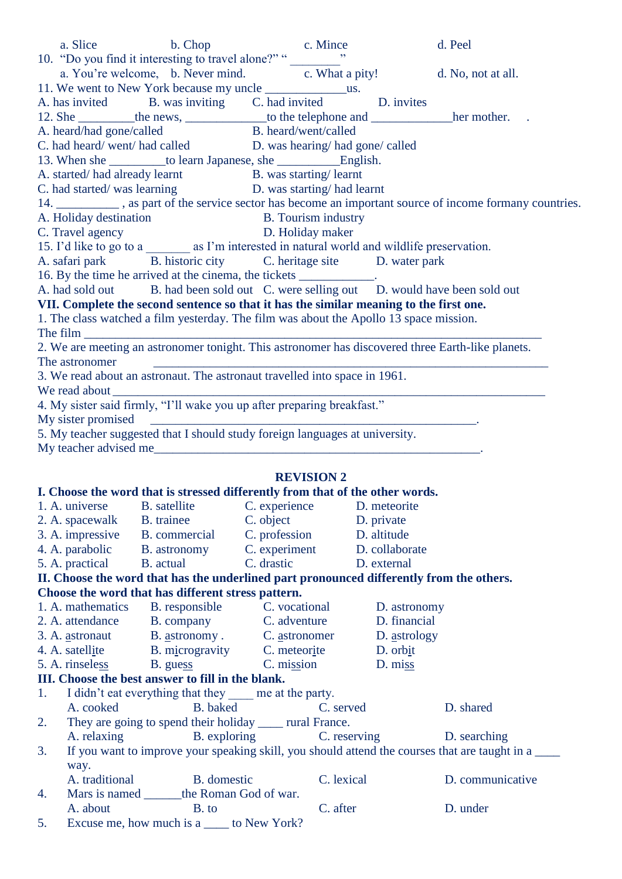a. Slice b. Chop c. Mince d. Peel

10. "Do you find it interesting to travel alone?" " ________"

a. You're welcome, b. Never mind. c. What a pity! d. No, not at all.

11. We went to New York because my uncle _____________us.

A. has invited B. was inviting C. had invited D. invites

12. She _________the news, _____________to the telephone and _____________her mother.

A. heard/had gone/called B. heard/went/called

C. had heard/ went/ had called D. was hearing/ had gone/ called

13. When she _________to learn Japanese, she __________English.

A. started/ had already learnt B. was starting/ learnt

C. had started/ was learning D. was starting/ had learnt

14. __________ , as part of the service sector has become an important source of income formany countries.

A. Holiday destination B. Tourism industry

C. Travel agency D. Holiday maker

15. I'd like to go to a _______ as I'm interested in natural world and wildlife preservation.

A. safari park B. historic city C. heritage site D. water park

16. By the time he arrived at the cinema, the tickets ____________.

A. had sold out B. had been sold out C. were selling out D. would have been sold out

**VII. Complete the second sentence so that it has the similar meaning to the first one.**

1. The class watched a film yesterday. The film was about the Apollo 13 space mission.

The film ________________________________________________________________________

2. We are meeting an astronomer tonight. This astronomer has discovered three Earth-like planets.

The astronomer ___________________________________________________________________

3. We read about an astronaut. The astronaut travelled into space in 1961.

We read about ____________________________________________________________________

4. My sister said firmly, "I'll wake you up after preparing breakfast."

My sister promised _______________________________________________________.

5. My teacher suggested that I should study foreign languages at university.

My teacher advised me_______________________________________________________.

## REVISION 2

**I. Choose the word that is stressed differently from that of the other words.**

1. A. universe B. satellite C. experience D. meteorite
2. A. spacewalk B. trainee C. object D. private
3. A. impressive B. commercial C. profession D. altitude
4. A. parabolic B. astronomy C. experiment D. collaborate
5. A. practical B. actual C. drastic D. external

**II. Choose the word that has the underlined part pronounced differently from the others.**
**Choose the word that has different stress pattern.**

1. A. mathematics B. responsible C. vocational D. astronomy
2. A. attendance B. company C. adventure D. financial
3. A. <u>a</u>stronaut B. <u>a</u>stronomy . C. <u>a</u>stronomer D. <u>a</u>strology
4. A. satell<u>i</u>te B. m<u>i</u>crogravity C. meteor<u>i</u>te D. orb<u>i</u>t
5. A. rinsele<u>ss</u> B. gue<u>ss</u> C. mi<u>ss</u>ion D. mi<u>ss</u>

**III. Choose the best answer to fill in the blank.**

1. I didn't eat everything that they ____ me at the party.
   A. cooked B. baked C. served D. shared
2. They are going to spend their holiday ____ rural France.
   A. relaxing B. exploring C. reserving D. searching
3. If you want to improve your speaking skill, you should attend the courses that are taught in a ____ way.
   A. traditional B. domestic C. lexical D. communicative
4. Mars is named ______the Roman God of war.
   A. about B. to C. after D. under
5. Excuse me, how much is a ____ to New York?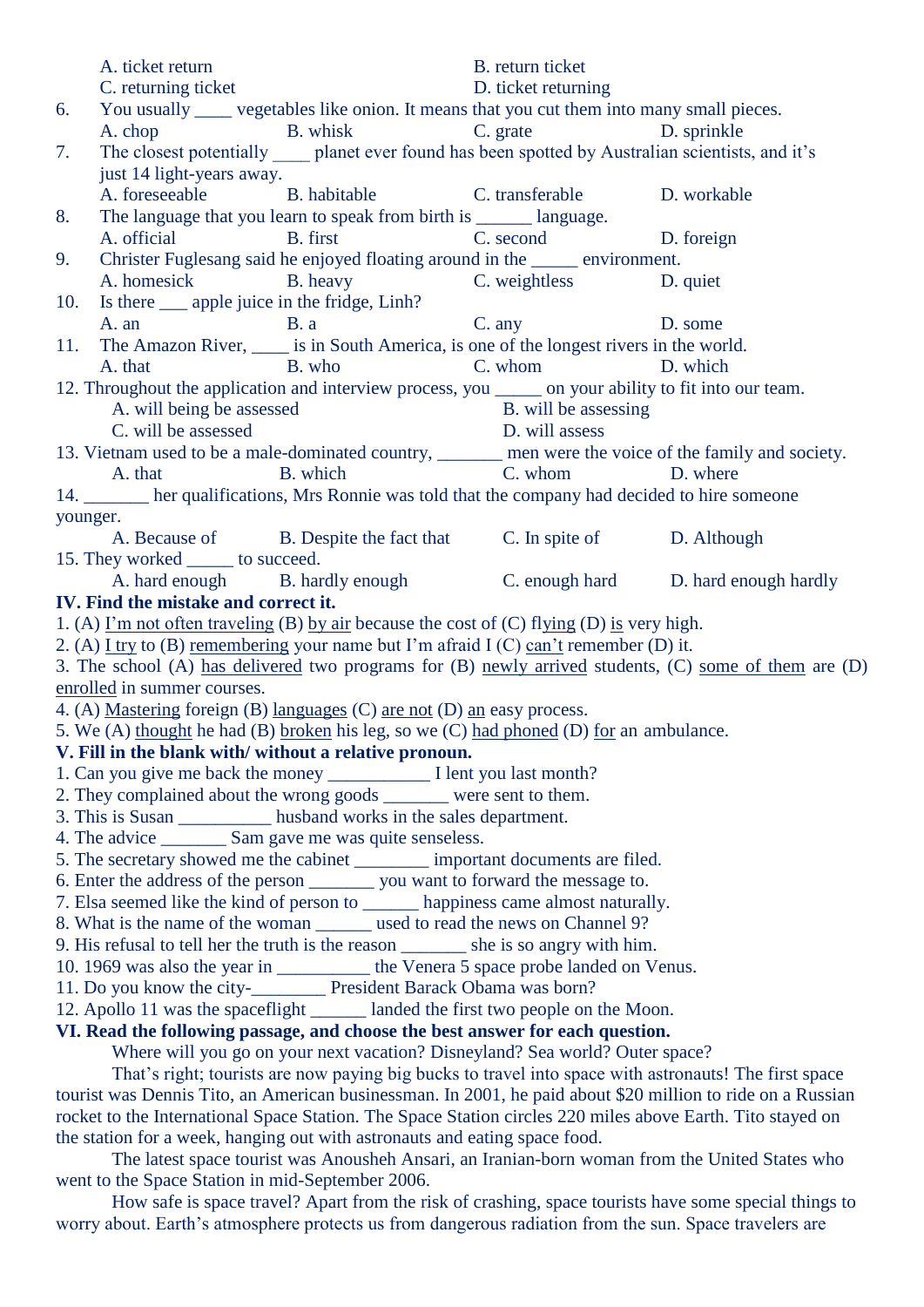A. ticket return B. return ticket
C. returning ticket D. ticket returning

6. You usually ____ vegetables like onion. It means that you cut them into many small pieces.
A. chop B. whisk C. grate D. sprinkle

7. The closest potentially ____ planet ever found has been spotted by Australian scientists, and it's just 14 light-years away.
A. foreseeable B. habitable C. transferable D. workable

8. The language that you learn to speak from birth is ______ language.
A. official B. first C. second D. foreign

9. Christer Fuglesang said he enjoyed floating around in the _____ environment.
A. homesick B. heavy C. weightless D. quiet

10. Is there ___ apple juice in the fridge, Linh?
A. an B. a C. any D. some

11. The Amazon River, ____ is in South America, is one of the longest rivers in the world.
A. that B. who C. whom D. which

12. Throughout the application and interview process, you _____ on your ability to fit into our team.
A. will being be assessed B. will be assessing
C. will be assessed D. will assess

13. Vietnam used to be a male-dominated country, _______ men were the voice of the family and society.
A. that B. which C. whom D. where

14. _______ her qualifications, Mrs Ronnie was told that the company had decided to hire someone younger.
A. Because of B. Despite the fact that C. In spite of D. Although

15. They worked _____ to succeed.
A. hard enough B. hardly enough C. enough hard D. hard enough hardly

**IV. Find the mistake and correct it.**

1. (A) I'm not often traveling (B) by air because the cost of (C) flying (D) is very high.
2. (A) I try to (B) remembering your name but I'm afraid I (C) can't remember (D) it.
3. The school (A) has delivered two programs for (B) newly arrived students, (C) some of them are (D) enrolled in summer courses.
4. (A) Mastering foreign (B) languages (C) are not (D) an easy process.
5. We (A) thought he had (B) broken his leg, so we (C) had phoned (D) for an ambulance.

**V. Fill in the blank with/ without a relative pronoun.**

1. Can you give me back the money ___________ I lent you last month?
2. They complained about the wrong goods _______ were sent to them.
3. This is Susan __________ husband works in the sales department.
4. The advice _______ Sam gave me was quite senseless.
5. The secretary showed me the cabinet ________ important documents are filed.
6. Enter the address of the person _______ you want to forward the message to.
7. Elsa seemed like the kind of person to ______ happiness came almost naturally.
8. What is the name of the woman ______ used to read the news on Channel 9?
9. His refusal to tell her the truth is the reason _______ she is so angry with him.
10. 1969 was also the year in __________ the Venera 5 space probe landed on Venus.
11. Do you know the city-________ President Barack Obama was born?
12. Apollo 11 was the spaceflight ______ landed the first two people on the Moon.

**VI. Read the following passage, and choose the best answer for each question.**

Where will you go on your next vacation? Disneyland? Sea world? Outer space?

That's right; tourists are now paying big bucks to travel into space with astronauts! The first space tourist was Dennis Tito, an American businessman. In 2001, he paid about $20 million to ride on a Russian rocket to the International Space Station. The Space Station circles 220 miles above Earth. Tito stayed on the station for a week, hanging out with astronauts and eating space food.

The latest space tourist was Anousheh Ansari, an Iranian-born woman from the United States who went to the Space Station in mid-September 2006.

How safe is space travel? Apart from the risk of crashing, space tourists have some special things to worry about. Earth's atmosphere protects us from dangerous radiation from the sun. Space travelers are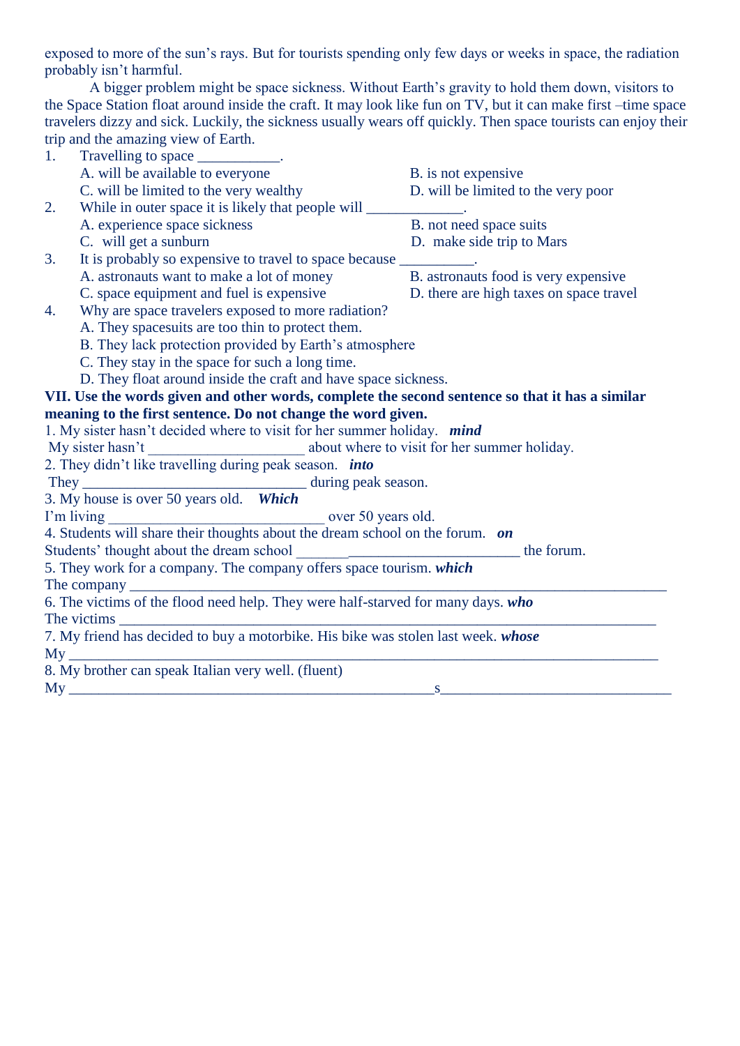exposed to more of the sun's rays. But for tourists spending only few days or weeks in space, the radiation probably isn't harmful.

A bigger problem might be space sickness. Without Earth's gravity to hold them down, visitors to the Space Station float around inside the craft. It may look like fun on TV, but it can make first –time space travelers dizzy and sick. Luckily, the sickness usually wears off quickly. Then space tourists can enjoy their trip and the amazing view of Earth.

1. Travelling to space ___________.
   A. will be available to everyone
   B. is not expensive
   C. will be limited to the very wealthy
   D. will be limited to the very poor
2. While in outer space it is likely that people will _____________.
   A. experience space sickness
   B. not need space suits
   C. will get a sunburn
   D. make side trip to Mars
3. It is probably so expensive to travel to space because __________.
   A. astronauts want to make a lot of money
   B. astronauts food is very expensive
   C. space equipment and fuel is expensive
   D. there are high taxes on space travel
4. Why are space travelers exposed to more radiation?
   A. They spacesuits are too thin to protect them.
   B. They lack protection provided by Earth's atmosphere
   C. They stay in the space for such a long time.
   D. They float around inside the craft and have space sickness.

**VII. Use the words given and other words, complete the second sentence so that it has a similar meaning to the first sentence. Do not change the word given.**

1. My sister hasn't decided where to visit for her summer holiday. ***mind***
My sister hasn't _____________________ about where to visit for her summer holiday.
2. They didn't like travelling during peak season. ***into***
They _______________________________ during peak season.
3. My house is over 50 years old. ***Which***
I'm living ______________________________ over 50 years old.
4. Students will share their thoughts about the dream school on the forum. ***on***
Students' thought about the dream school _______________________________ the forum.
5. They work for a company. The company offers space tourism. ***which***
The company ___________________________________________________________________________
6. The victims of the flood need help. They were half-starved for many days. ***who***
The victims ___________________________________________________________________________
7. My friend has decided to buy a motorbike. His bike was stolen last week. ***whose***
My ___________________________________________________________________________________
8. My brother can speak Italian very well. (fluent)
My __________________________________________________s_______________________________